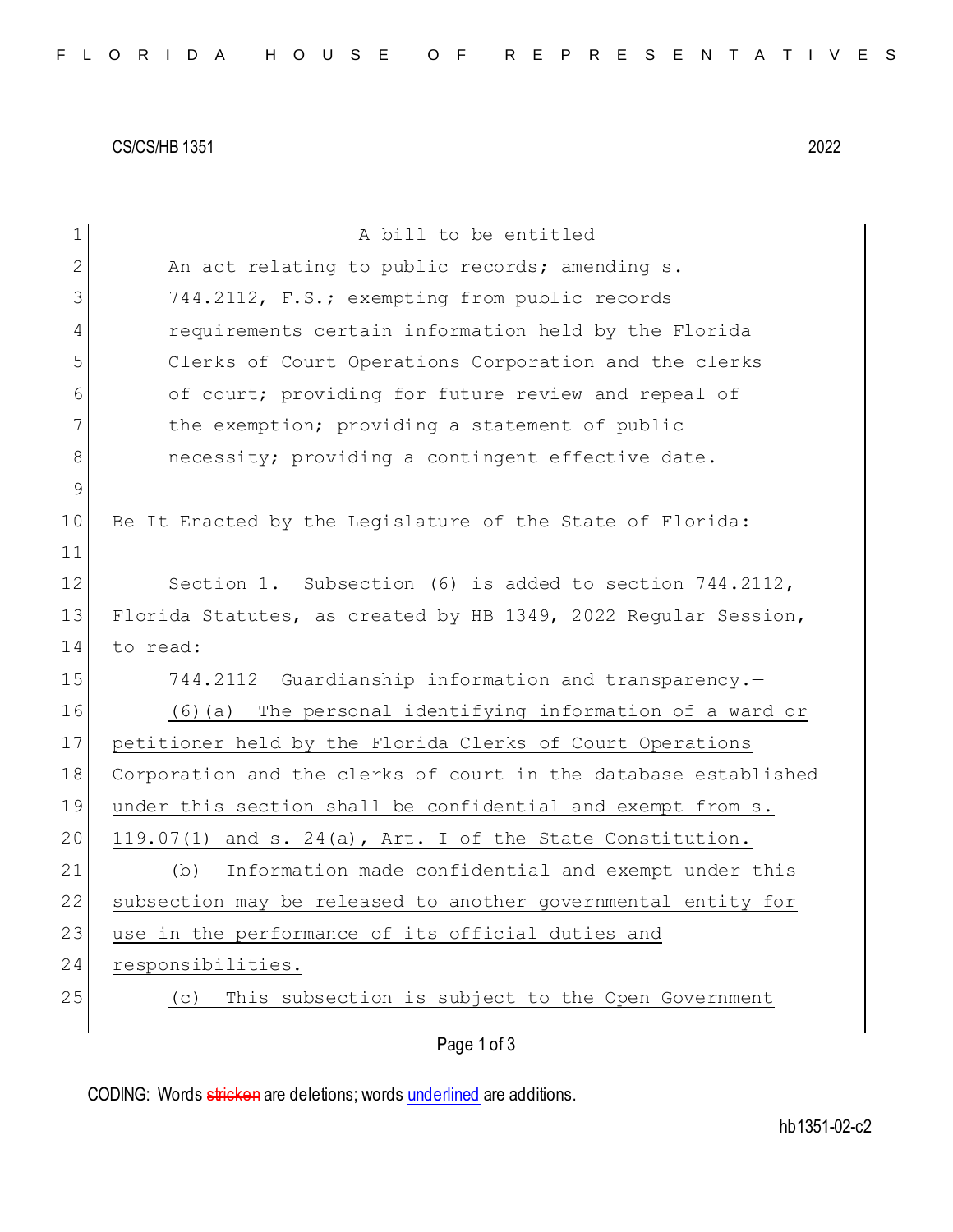CS/CS/HB 1351 2022

A bill to be entitled

An act relating to public records; amending s. 744.2112, F.S.; exempting from public records requirements certain information held by the Florida Clerks of Court Operations Corporation and the clerks of court; providing for future review and repeal of the exemption; providing a statement of public necessity; providing a contingent effective date.

Be It Enacted by the Legislature of the State of Florida:

Section 1. Subsection (6) is added to section 744.2112, Florida Statutes, as created by HB 1349, 2022 Regular Session, to read:

744.2112 Guardianship information and transparency.—

(6)(a) The personal identifying information of a ward or petitioner held by the Florida Clerks of Court Operations Corporation and the clerks of court in the database established under this section shall be confidential and exempt from s. 119.07(1) and s. 24(a), Art. I of the State Constitution.

(b) Information made confidential and exempt under this subsection may be released to another governmental entity for use in the performance of its official duties and responsibilities.

(c) This subsection is subject to the Open Government

CODING: Words stricken are deletions; words underlined are additions.

hb1351-02-c2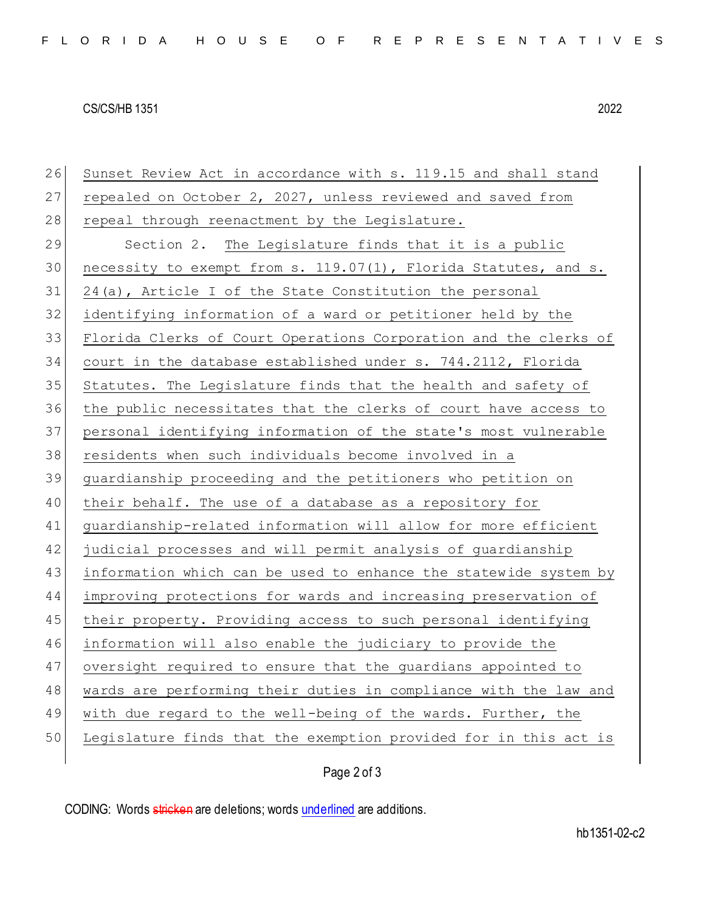Sunset Review Act in accordance with s. 119.15 and shall stand repealed on October 2, 2027, unless reviewed and saved from repeal through reenactment by the Legislature.

Section 2. The Legislature finds that it is a public necessity to exempt from s. 119.07(1), Florida Statutes, and s. 24(a), Article I of the State Constitution the personal identifying information of a ward or petitioner held by the Florida Clerks of Court Operations Corporation and the clerks of court in the database established under s. 744.2112, Florida Statutes. The Legislature finds that the health and safety of the public necessitates that the clerks of court have access to personal identifying information of the state's most vulnerable residents when such individuals become involved in a guardianship proceeding and the petitioners who petition on their behalf. The use of a database as a repository for guardianship-related information will allow for more efficient judicial processes and will permit analysis of guardianship information which can be used to enhance the statewide system by improving protections for wards and increasing preservation of their property. Providing access to such personal identifying information will also enable the judiciary to provide the oversight required to ensure that the guardians appointed to wards are performing their duties in compliance with the law and with due regard to the well-being of the wards. Further, the Legislature finds that the exemption provided for in this act is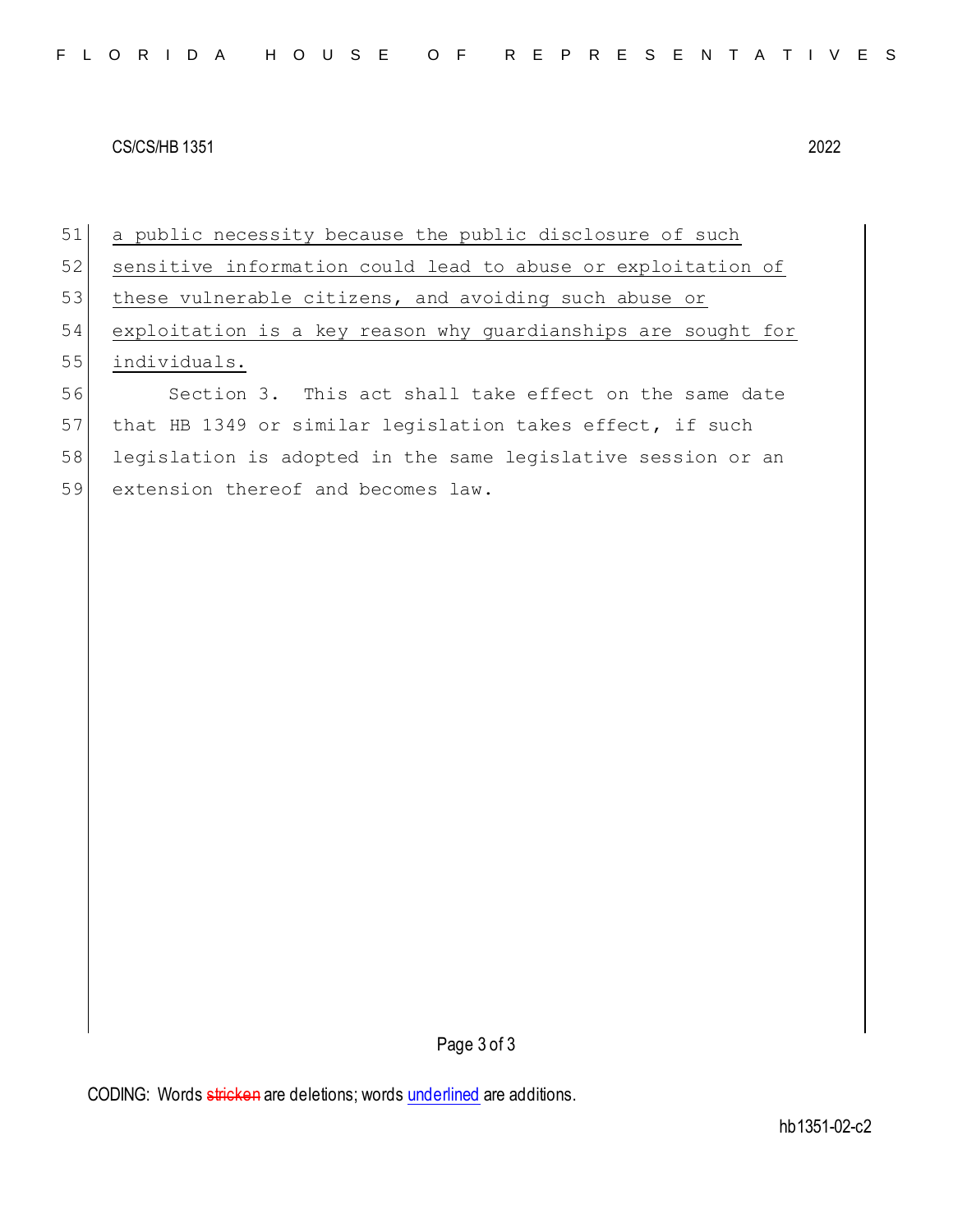51 a public necessity because the public disclosure of such
52 sensitive information could lead to abuse or exploitation of
53 these vulnerable citizens, and avoiding such abuse or
54 exploitation is a key reason why guardianships are sought for
55 individuals.

56 Section 3. This act shall take effect on the same date
57 that HB 1349 or similar legislation takes effect, if such
58 legislation is adopted in the same legislative session or an
59 extension thereof and becomes law.